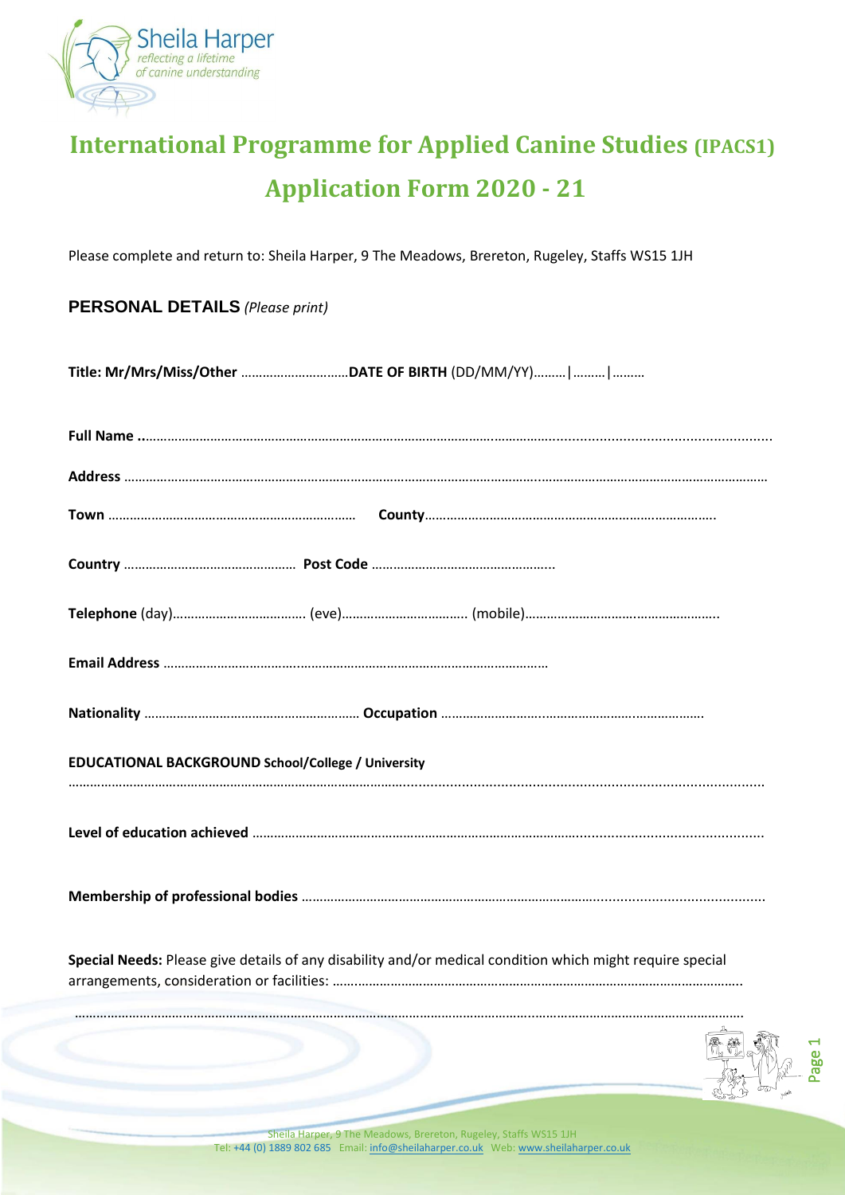Sheila Harper
*reflecting a lifetime of canine understanding*

# International Programme for Applied Canine Studies (IPACS1)

# Application Form 2020 - 21

Please complete and return to: Sheila Harper, 9 The Meadows, Brereton, Rugeley, Staffs WS15 1JH

## PERSONAL DETAILS *(Please print)*

**Title: Mr/Mrs/Miss/Other** ………………………… **DATE OF BIRTH** (DD/MM/YY)………|………|………

**Full Name** ……………………………………………………………………………………………………………………………………

**Address** ……………………………………………………………………………………………………………………………………

**Town** …………………………………………………………… **County**……………………………………………………………………

**Country** ………………………………………… **Post Code** ……………………………………………

**Telephone** (day)……………………………… (eve)……………………………… (mobile)………………………………………………

**Email Address** ………………………………………………………………………………………………

**Nationality** …………………………………………………… **Occupation** ……………………………………………………………

**EDUCATIONAL BACKGROUND School/College / University**

……………………………………………………………………………………………………………………………………………………

**Level of education achieved** ………………………………………………………………………………………………………………

**Membership of professional bodies** …………………………………………………………………………………………………

**Special Needs:** Please give details of any disability and/or medical condition which might require special arrangements, consideration or facilities: ……………………………………………………………………………………………

……………………………………………………………………………………………………………………………………………………

Sheila Harper, 9 The Meadows, Brereton, Rugeley, Staffs WS15 1JH
Tel: +44 (0) 1889 802 685 Email: info@sheilaharper.co.uk Web: www.sheilaharper.co.uk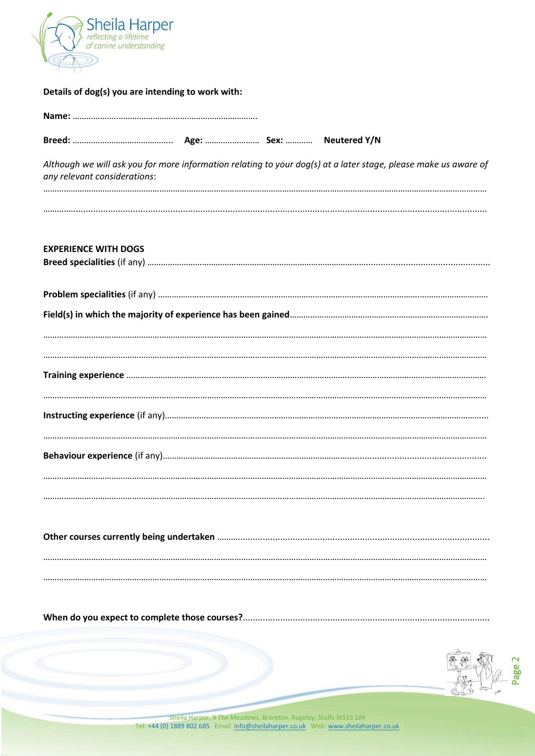**Details of dog(s) you are intending to work with:**

**Name:** ……………………………………………………………………….

**Breed:** ……………………………………… **Age:** …………………… **Sex:** ……….. **Neutered Y/N**

*Although we will ask you for more information relating to your dog(s) at a later stage, please make us aware of any relevant considerations*:

……………………………………………………………………………………………………………………………………………………………

……………………………………………………………………………………………………………………………………………………………

**EXPERIENCE WITH DOGS**

**Breed specialities** (if any) ……………………………………………………………………………………………………………………

**Problem specialities** (if any) …………………………………………………………………………………………………………………

**Field(s) in which the majority of experience has been gained**…………………………………………………………………

……………………………………………………………………………………………………………………………………………………………

……………………………………………………………………………………………………………………………………………………………

**Training experience** ……………………………………………………………………………………………………………………………

……………………………………………………………………………………………………………………………………………………………

**Instructing experience** (if any)…………………………………………………………………………………………………………………

……………………………………………………………………………………………………………………………………………………………

**Behaviour experience** (if any)…………………………………………………………………………………………………………………

……………………………………………………………………………………………………………………………………………………………

……………………………………………………………………………………………………………………………………………………………

**Other courses currently being undertaken** ………………………………………………………………………………………………

……………………………………………………………………………………………………………………………………………………………

……………………………………………………………………………………………………………………………………………………………

**When do you expect to complete those courses?**……………………………………………………………………………………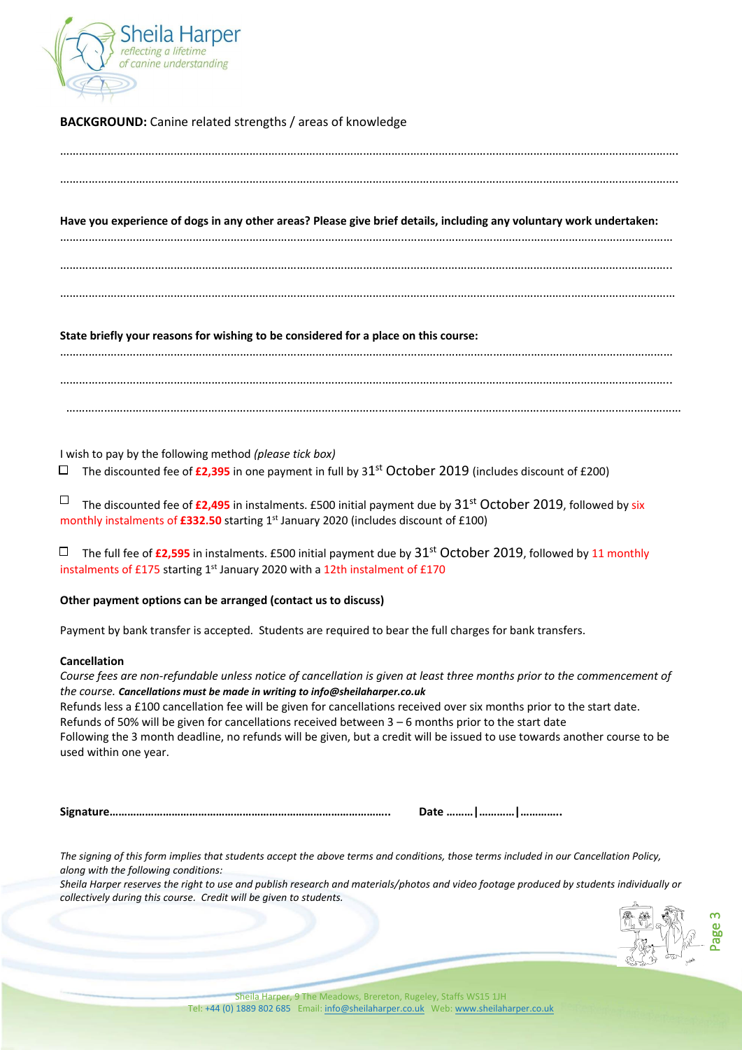Sheila Harper
*reflecting a lifetime of canine understanding*

**BACKGROUND:** Canine related strengths / areas of knowledge

……………………………………………………………………………………………………………………………………………………………

……………………………………………………………………………………………………………………………………………………………

**Have you experience of dogs in any other areas? Please give brief details, including any voluntary work undertaken:**

……………………………………………………………………………………………………………………………………………………………

……………………………………………………………………………………………………………………………………………………………

……………………………………………………………………………………………………………………………………………………………

**State briefly your reasons for wishing to be considered for a place on this course:**

……………………………………………………………………………………………………………………………………………………………

……………………………………………………………………………………………………………………………………………………………

……………………………………………………………………………………………………………………………………………………………

I wish to pay by the following method *(please tick box)*

☐ The discounted fee of **£2,395** in one payment in full by 31st October 2019 (includes discount of £200)

☐ The discounted fee of **£2,495** in instalments. £500 initial payment due by 31st October 2019, followed by six monthly instalments of **£332.50** starting 1st January 2020 (includes discount of £100)

☐ The full fee of **£2,595** in instalments. £500 initial payment due by 31st October 2019, followed by 11 monthly instalments of £175 starting 1st January 2020 with a 12th instalment of £170

**Other payment options can be arranged (contact us to discuss)**

Payment by bank transfer is accepted. Students are required to bear the full charges for bank transfers.

**Cancellation**

*Course fees are non-refundable unless notice of cancellation is given at least three months prior to the commencement of the course.* ***Cancellations must be made in writing to info@sheilaharper.co.uk***

Refunds less a £100 cancellation fee will be given for cancellations received over six months prior to the start date.

Refunds of 50% will be given for cancellations received between 3 – 6 months prior to the start date

Following the 3 month deadline, no refunds will be given, but a credit will be issued to use towards another course to be used within one year.

**Signature……………………………………………………………………………….. Date ………|…………|…………..**

*The signing of this form implies that students accept the above terms and conditions, those terms included in our Cancellation Policy, along with the following conditions:*

*Sheila Harper reserves the right to use and publish research and materials/photos and video footage produced by students individually or collectively during this course. Credit will be given to students.*

Sheila Harper, 9 The Meadows, Brereton, Rugeley, Staffs WS15 1JH
Tel: +44 (0) 1889 802 685 Email: info@sheilaharper.co.uk Web: www.sheilaharper.co.uk